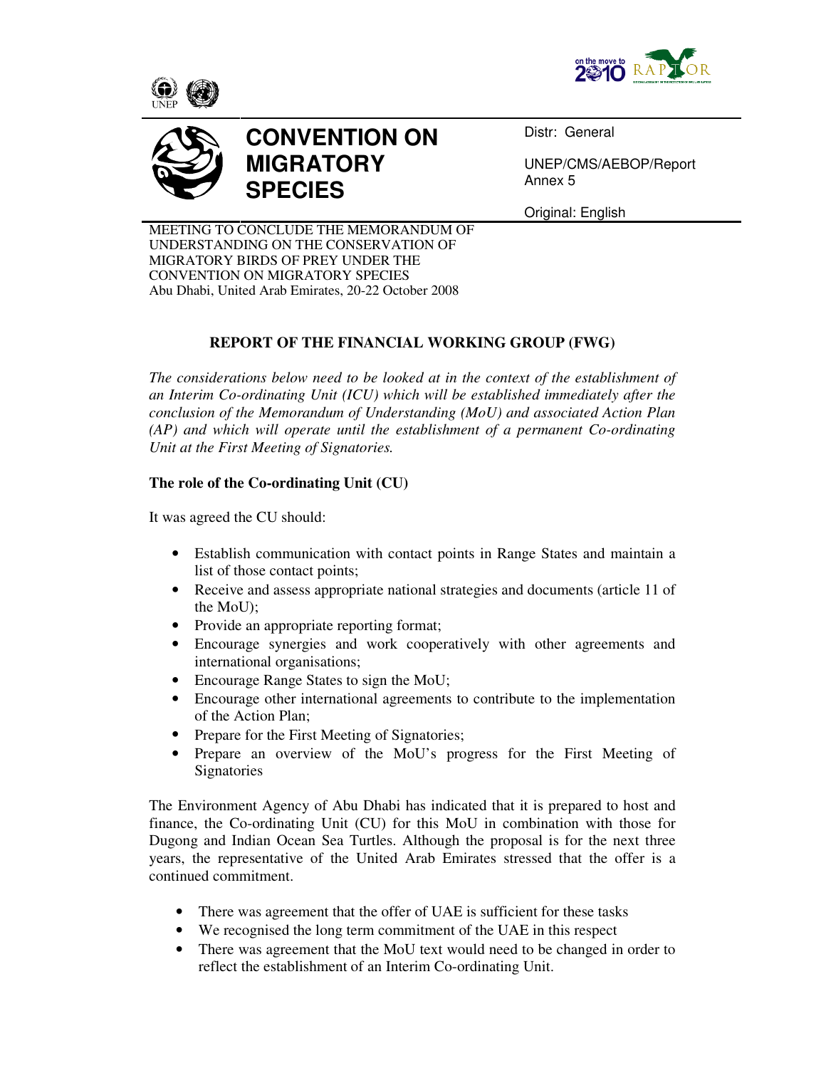# CONVENTION ON MIGRATORY SPECIES

Distr: General

UNEP/CMS/AEBOP/Report
Annex 5

Original: English

MEETING TO CONCLUDE THE MEMORANDUM OF UNDERSTANDING ON THE CONSERVATION OF MIGRATORY BIRDS OF PREY UNDER THE CONVENTION ON MIGRATORY SPECIES
Abu Dhabi, United Arab Emirates, 20-22 October 2008

## REPORT OF THE FINANCIAL WORKING GROUP (FWG)

*The considerations below need to be looked at in the context of the establishment of an Interim Co-ordinating Unit (ICU) which will be established immediately after the conclusion of the Memorandum of Understanding (MoU) and associated Action Plan (AP) and which will operate until the establishment of a permanent Co-ordinating Unit at the First Meeting of Signatories.*

### The role of the Co-ordinating Unit (CU)

It was agreed the CU should:

- Establish communication with contact points in Range States and maintain a list of those contact points;
- Receive and assess appropriate national strategies and documents (article 11 of the MoU);
- Provide an appropriate reporting format;
- Encourage synergies and work cooperatively with other agreements and international organisations;
- Encourage Range States to sign the MoU;
- Encourage other international agreements to contribute to the implementation of the Action Plan;
- Prepare for the First Meeting of Signatories;
- Prepare an overview of the MoU's progress for the First Meeting of Signatories

The Environment Agency of Abu Dhabi has indicated that it is prepared to host and finance, the Co-ordinating Unit (CU) for this MoU in combination with those for Dugong and Indian Ocean Sea Turtles. Although the proposal is for the next three years, the representative of the United Arab Emirates stressed that the offer is a continued commitment.

- There was agreement that the offer of UAE is sufficient for these tasks
- We recognised the long term commitment of the UAE in this respect
- There was agreement that the MoU text would need to be changed in order to reflect the establishment of an Interim Co-ordinating Unit.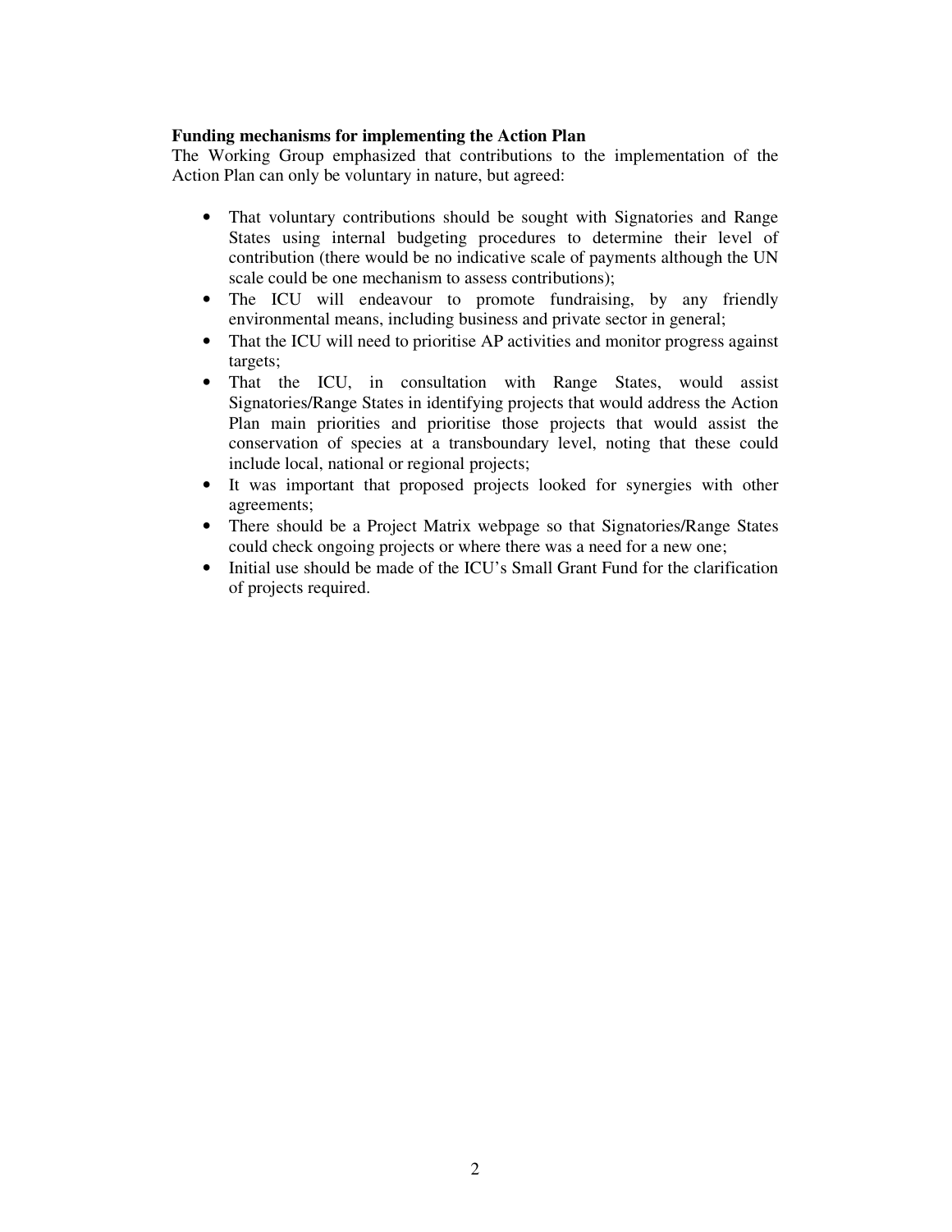**Funding mechanisms for implementing the Action Plan**

The Working Group emphasized that contributions to the implementation of the Action Plan can only be voluntary in nature, but agreed:

- That voluntary contributions should be sought with Signatories and Range States using internal budgeting procedures to determine their level of contribution (there would be no indicative scale of payments although the UN scale could be one mechanism to assess contributions);
- The ICU will endeavour to promote fundraising, by any friendly environmental means, including business and private sector in general;
- That the ICU will need to prioritise AP activities and monitor progress against targets;
- That the ICU, in consultation with Range States, would assist Signatories/Range States in identifying projects that would address the Action Plan main priorities and prioritise those projects that would assist the conservation of species at a transboundary level, noting that these could include local, national or regional projects;
- It was important that proposed projects looked for synergies with other agreements;
- There should be a Project Matrix webpage so that Signatories/Range States could check ongoing projects or where there was a need for a new one;
- Initial use should be made of the ICU's Small Grant Fund for the clarification of projects required.